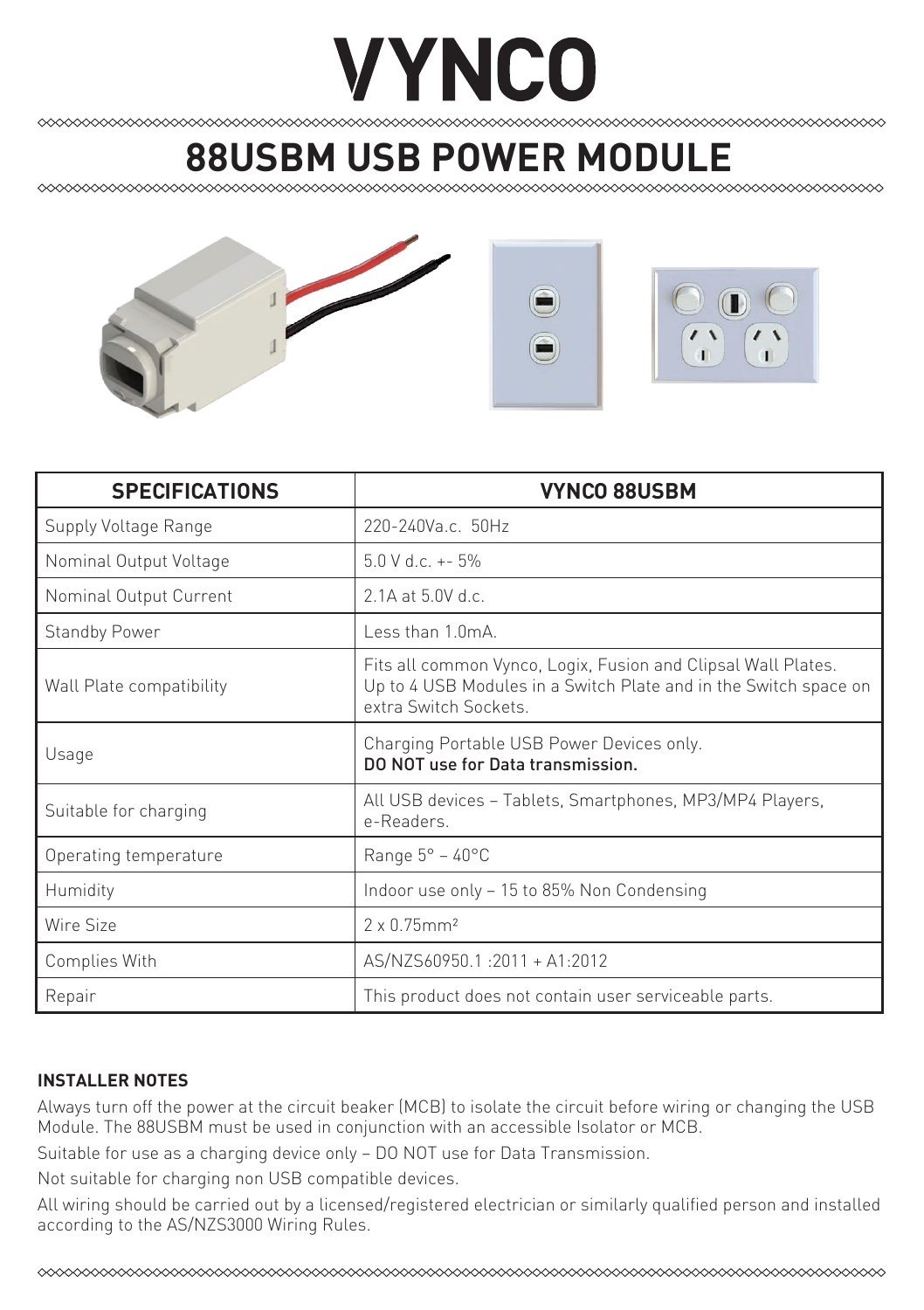# VYNCO

## 88USBM USB POWER MODULE

| SPECIFICATIONS | VYNCO 88USBM |
|---|---|
| Supply Voltage Range | 220-240Va.c. 50Hz |
| Nominal Output Voltage | 5.0 V d.c. +- 5% |
| Nominal Output Current | 2.1A at 5.0V d.c. |
| Standby Power | Less than 1.0mA. |
| Wall Plate compatibility | Fits all common Vynco, Logix, Fusion and Clipsal Wall Plates. Up to 4 USB Modules in a Switch Plate and in the Switch space on extra Switch Sockets. |
| Usage | Charging Portable USB Power Devices only. **DO NOT use for Data transmission.** |
| Suitable for charging | All USB devices – Tablets, Smartphones, MP3/MP4 Players, e-Readers. |
| Operating temperature | Range 5° – 40°C |
| Humidity | Indoor use only – 15 to 85% Non Condensing |
| Wire Size | 2 x 0.75mm² |
| Complies With | AS/NZS60950.1 :2011 + A1:2012 |
| Repair | This product does not contain user serviceable parts. |

**INSTALLER NOTES**

Always turn off the power at the circuit beaker (MCB) to isolate the circuit before wiring or changing the USB Module. The 88USBM must be used in conjunction with an accessible Isolator or MCB.

Suitable for use as a charging device only – DO NOT use for Data Transmission.

Not suitable for charging non USB compatible devices.

All wiring should be carried out by a licensed/registered electrician or similarly qualified person and installed according to the AS/NZS3000 Wiring Rules.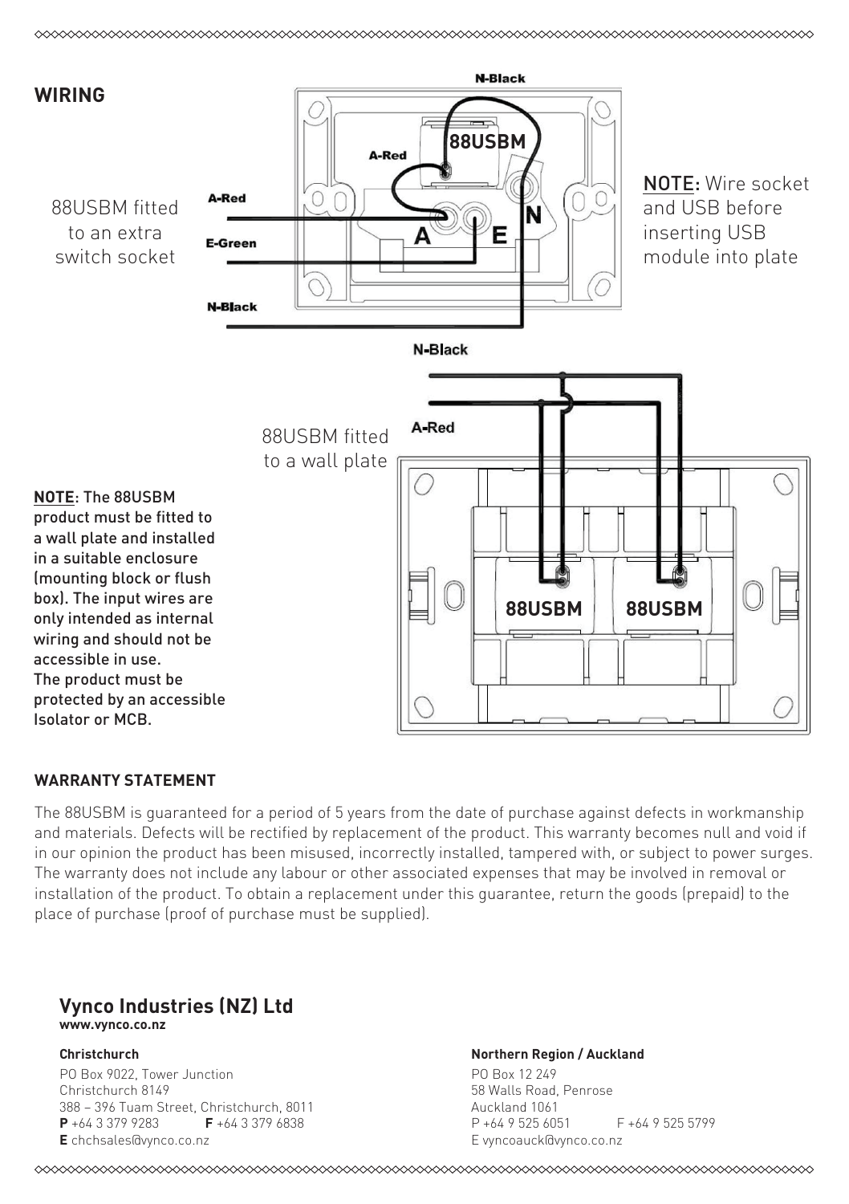## WIRING

N-Black

88USBM

A-Red

A-Red

E-Green

N-Black

A E N

88USBM fitted to an extra switch socket

**NOTE:** Wire socket and USB before inserting USB module into plate

N-Black

A-Red

88USBM fitted to a wall plate

88USBM 88USBM

**NOTE: The 88USBM product must be fitted to a wall plate and installed in a suitable enclosure (mounting block or flush box). The input wires are only intended as internal wiring and should not be accessible in use. The product must be protected by an accessible Isolator or MCB.**

### WARRANTY STATEMENT

The 88USBM is guaranteed for a period of 5 years from the date of purchase against defects in workmanship and materials. Defects will be rectified by replacement of the product. This warranty becomes null and void if in our opinion the product has been misused, incorrectly installed, tampered with, or subject to power surges. The warranty does not include any labour or other associated expenses that may be involved in removal or installation of the product. To obtain a replacement under this guarantee, return the goods (prepaid) to the place of purchase (proof of purchase must be supplied).

## Vynco Industries (NZ) Ltd

**www.vynco.co.nz**

**Christchurch**

PO Box 9022, Tower Junction
Christchurch 8149
388 – 396 Tuam Street, Christchurch, 8011
**P** +64 3 379 9283 **F** +64 3 379 6838
**E** chchsales@vynco.co.nz

**Northern Region / Auckland**

PO Box 12 249
58 Walls Road, Penrose
Auckland 1061
P +64 9 525 6051 F +64 9 525 5799
E vyncoauck@vynco.co.nz